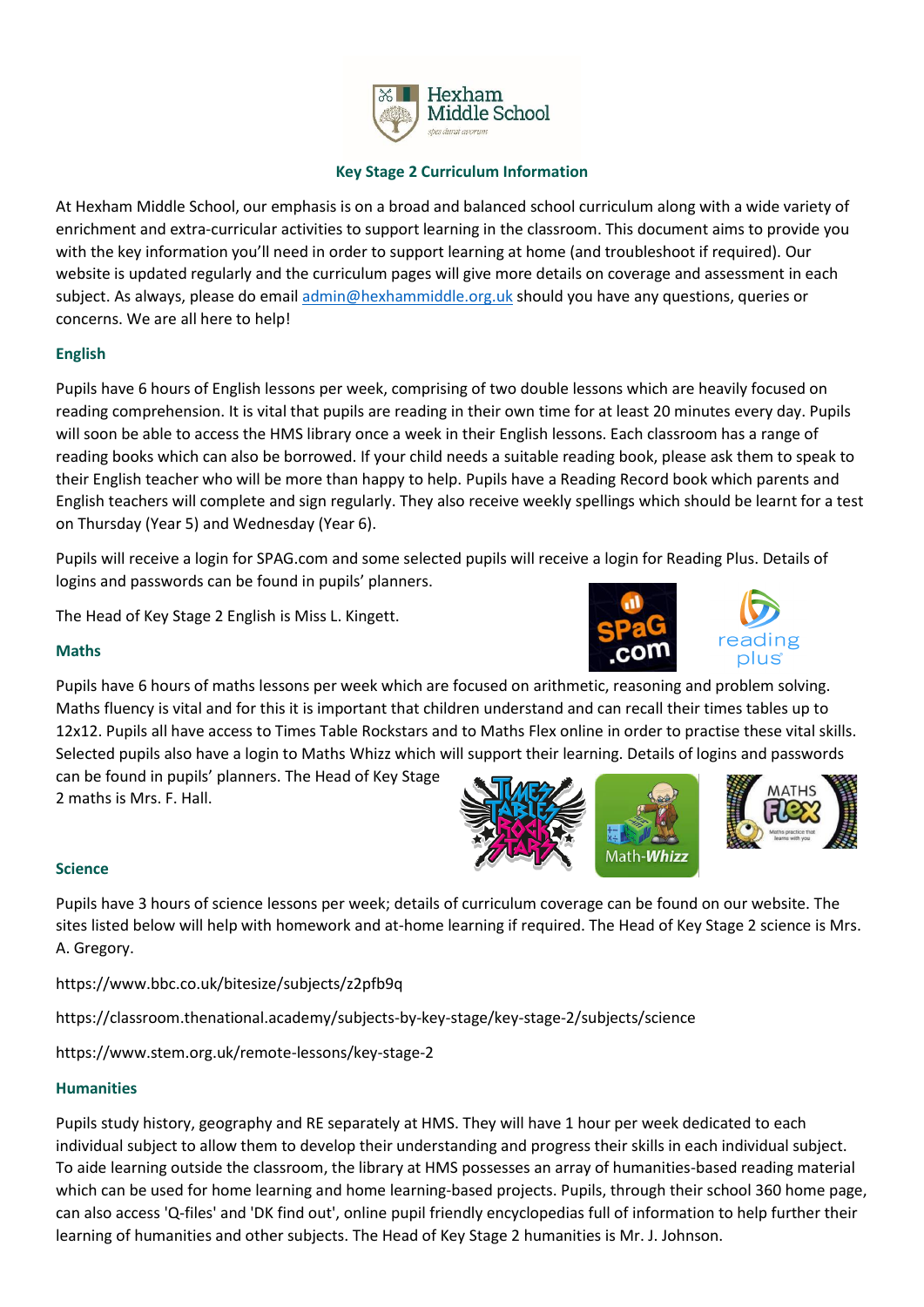Hexham Middle School

## Key Stage 2 Curriculum Information

At Hexham Middle School, our emphasis is on a broad and balanced school curriculum along with a wide variety of enrichment and extra-curricular activities to support learning in the classroom. This document aims to provide you with the key information you'll need in order to support learning at home (and troubleshoot if required). Our website is updated regularly and the curriculum pages will give more details on coverage and assessment in each subject. As always, please do email admin@hexhammiddle.org.uk should you have any questions, queries or concerns. We are all here to help!

### English

Pupils have 6 hours of English lessons per week, comprising of two double lessons which are heavily focused on reading comprehension. It is vital that pupils are reading in their own time for at least 20 minutes every day. Pupils will soon be able to access the HMS library once a week in their English lessons. Each classroom has a range of reading books which can also be borrowed. If your child needs a suitable reading book, please ask them to speak to their English teacher who will be more than happy to help. Pupils have a Reading Record book which parents and English teachers will complete and sign regularly. They also receive weekly spellings which should be learnt for a test on Thursday (Year 5) and Wednesday (Year 6).

Pupils will receive a login for SPAG.com and some selected pupils will receive a login for Reading Plus. Details of logins and passwords can be found in pupils' planners.

The Head of Key Stage 2 English is Miss L. Kingett.

### Maths

Pupils have 6 hours of maths lessons per week which are focused on arithmetic, reasoning and problem solving. Maths fluency is vital and for this it is important that children understand and can recall their times tables up to 12x12. Pupils all have access to Times Table Rockstars and to Maths Flex online in order to practise these vital skills. Selected pupils also have a login to Maths Whizz which will support their learning. Details of logins and passwords can be found in pupils' planners. The Head of Key Stage 2 maths is Mrs. F. Hall.

### Science

Pupils have 3 hours of science lessons per week; details of curriculum coverage can be found on our website. The sites listed below will help with homework and at-home learning if required. The Head of Key Stage 2 science is Mrs. A. Gregory.

https://www.bbc.co.uk/bitesize/subjects/z2pfb9q

https://classroom.thenational.academy/subjects-by-key-stage/key-stage-2/subjects/science

https://www.stem.org.uk/remote-lessons/key-stage-2

### Humanities

Pupils study history, geography and RE separately at HMS. They will have 1 hour per week dedicated to each individual subject to allow them to develop their understanding and progress their skills in each individual subject. To aide learning outside the classroom, the library at HMS possesses an array of humanities-based reading material which can be used for home learning and home learning-based projects. Pupils, through their school 360 home page, can also access 'Q-files' and 'DK find out', online pupil friendly encyclopedias full of information to help further their learning of humanities and other subjects. The Head of Key Stage 2 humanities is Mr. J. Johnson.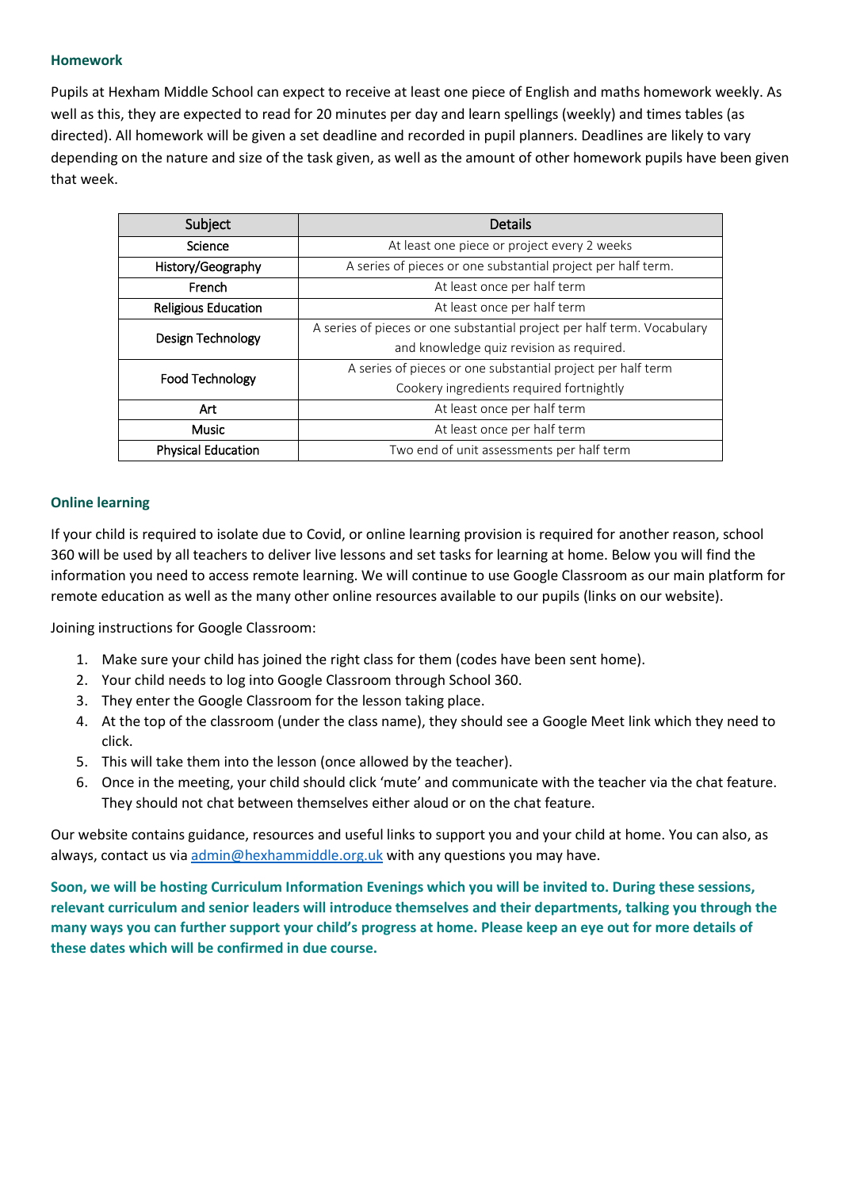## Homework

Pupils at Hexham Middle School can expect to receive at least one piece of English and maths homework weekly. As well as this, they are expected to read for 20 minutes per day and learn spellings (weekly) and times tables (as directed). All homework will be given a set deadline and recorded in pupil planners. Deadlines are likely to vary depending on the nature and size of the task given, as well as the amount of other homework pupils have been given that week.

| Subject | Details |
|---|---|
| Science | At least one piece or project every 2 weeks |
| History/Geography | A series of pieces or one substantial project per half term. |
| French | At least once per half term |
| Religious Education | At least once per half term |
| Design Technology | A series of pieces or one substantial project per half term. Vocabulary and knowledge quiz revision as required. |
| Food Technology | A series of pieces or one substantial project per half term Cookery ingredients required fortnightly |
| Art | At least once per half term |
| Music | At least once per half term |
| Physical Education | Two end of unit assessments per half term |

## Online learning

If your child is required to isolate due to Covid, or online learning provision is required for another reason, school 360 will be used by all teachers to deliver live lessons and set tasks for learning at home. Below you will find the information you need to access remote learning. We will continue to use Google Classroom as our main platform for remote education as well as the many other online resources available to our pupils (links on our website).

Joining instructions for Google Classroom:

1. Make sure your child has joined the right class for them (codes have been sent home).
2. Your child needs to log into Google Classroom through School 360.
3. They enter the Google Classroom for the lesson taking place.
4. At the top of the classroom (under the class name), they should see a Google Meet link which they need to click.
5. This will take them into the lesson (once allowed by the teacher).
6. Once in the meeting, your child should click 'mute' and communicate with the teacher via the chat feature. They should not chat between themselves either aloud or on the chat feature.

Our website contains guidance, resources and useful links to support you and your child at home. You can also, as always, contact us via admin@hexhammiddle.org.uk with any questions you may have.

**Soon, we will be hosting Curriculum Information Evenings which you will be invited to. During these sessions, relevant curriculum and senior leaders will introduce themselves and their departments, talking you through the many ways you can further support your child's progress at home. Please keep an eye out for more details of these dates which will be confirmed in due course.**